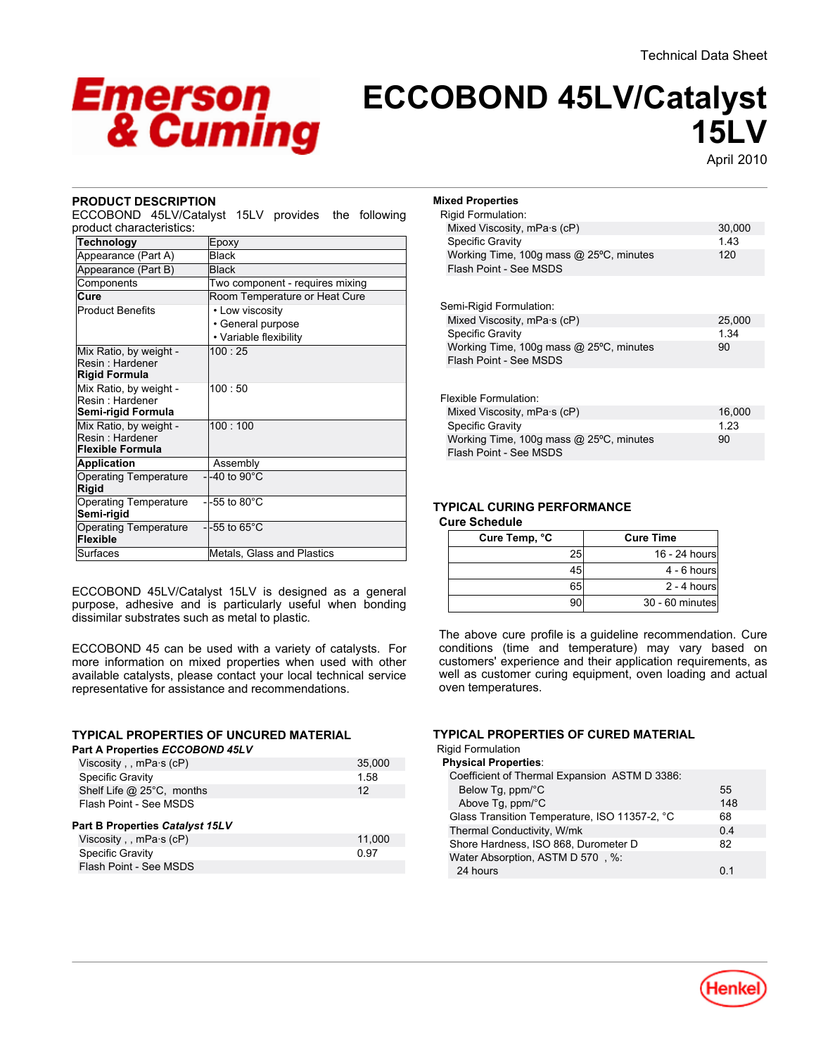Technical Data Sheet

# ECCOBOND 45LV/Catalyst 15LV

April 2010

## PRODUCT DESCRIPTION

ECCOBOND 45LV/Catalyst 15LV provides the following product characteristics:

| | |
|---|---|
| **Technology** | Epoxy |
| Appearance (Part A) | Black |
| Appearance (Part B) | Black |
| Components | Two component - requires mixing |
| **Cure** | Room Temperature or Heat Cure |
| Product Benefits | • Low viscosity<br>• General purpose<br>• Variable flexibility |
| Mix Ratio, by weight - Resin : Hardener **Rigid Formula** | 100 : 25 |
| Mix Ratio, by weight - Resin : Hardener **Semi-rigid Formula** | 100 : 50 |
| Mix Ratio, by weight - Resin : Hardener **Flexible Formula** | 100 : 100 |
| **Application** | Assembly |
| Operating Temperature - **Rigid** | -40 to 90°C |
| Operating Temperature - **Semi-rigid** | -55 to 80°C |
| Operating Temperature - **Flexible** | -55 to 65°C |
| Surfaces | Metals, Glass and Plastics |

ECCOBOND 45LV/Catalyst 15LV is designed as a general purpose, adhesive and is particularly useful when bonding dissimilar substrates such as metal to plastic.

ECCOBOND 45 can be used with a variety of catalysts. For more information on mixed properties when used with other available catalysts, please contact your local technical service representative for assistance and recommendations.

## TYPICAL PROPERTIES OF UNCURED MATERIAL

**Part A Properties *ECCOBOND 45LV***

| | |
|---|---|
| Viscosity , , mPa·s (cP) | 35,000 |
| Specific Gravity | 1.58 |
| Shelf Life @ 25°C, months | 12 |
| Flash Point - See MSDS | |

**Part B Properties *Catalyst 15LV***

| | |
|---|---|
| Viscosity , , mPa·s (cP) | 11,000 |
| Specific Gravity | 0.97 |
| Flash Point - See MSDS | |

**Mixed Properties**

Rigid Formulation:

| | |
|---|---|
| Mixed Viscosity, mPa·s (cP) | 30,000 |
| Specific Gravity | 1.43 |
| Working Time, 100g mass @ 25ºC, minutes | 120 |
| Flash Point - See MSDS | |

Semi-Rigid Formulation:

| | |
|---|---|
| Mixed Viscosity, mPa·s (cP) | 25,000 |
| Specific Gravity | 1.34 |
| Working Time, 100g mass @ 25ºC, minutes | 90 |
| Flash Point - See MSDS | |

Flexible Formulation:

| | |
|---|---|
| Mixed Viscosity, mPa·s (cP) | 16,000 |
| Specific Gravity | 1.23 |
| Working Time, 100g mass @ 25ºC, minutes | 90 |
| Flash Point - See MSDS | |

## TYPICAL CURING PERFORMANCE

**Cure Schedule**

| Cure Temp, °C | Cure Time |
|---|---|
| 25 | 16 - 24 hours |
| 45 | 4 - 6 hours |
| 65 | 2 - 4 hours |
| 90 | 30 - 60 minutes |

The above cure profile is a guideline recommendation. Cure conditions (time and temperature) may vary based on customers' experience and their application requirements, as well as customer curing equipment, oven loading and actual oven temperatures.

## TYPICAL PROPERTIES OF CURED MATERIAL

Rigid Formulation

**Physical Properties**:

| | |
|---|---|
| Coefficient of Thermal Expansion ASTM D 3386: | |
| Below Tg, ppm/°C | 55 |
| Above Tg, ppm/°C | 148 |
| Glass Transition Temperature, ISO 11357-2, °C | 68 |
| Thermal Conductivity, W/mk | 0.4 |
| Shore Hardness, ISO 868, Durometer D | 82 |
| Water Absorption, ASTM D 570 , %: | |
| 24 hours | 0.1 |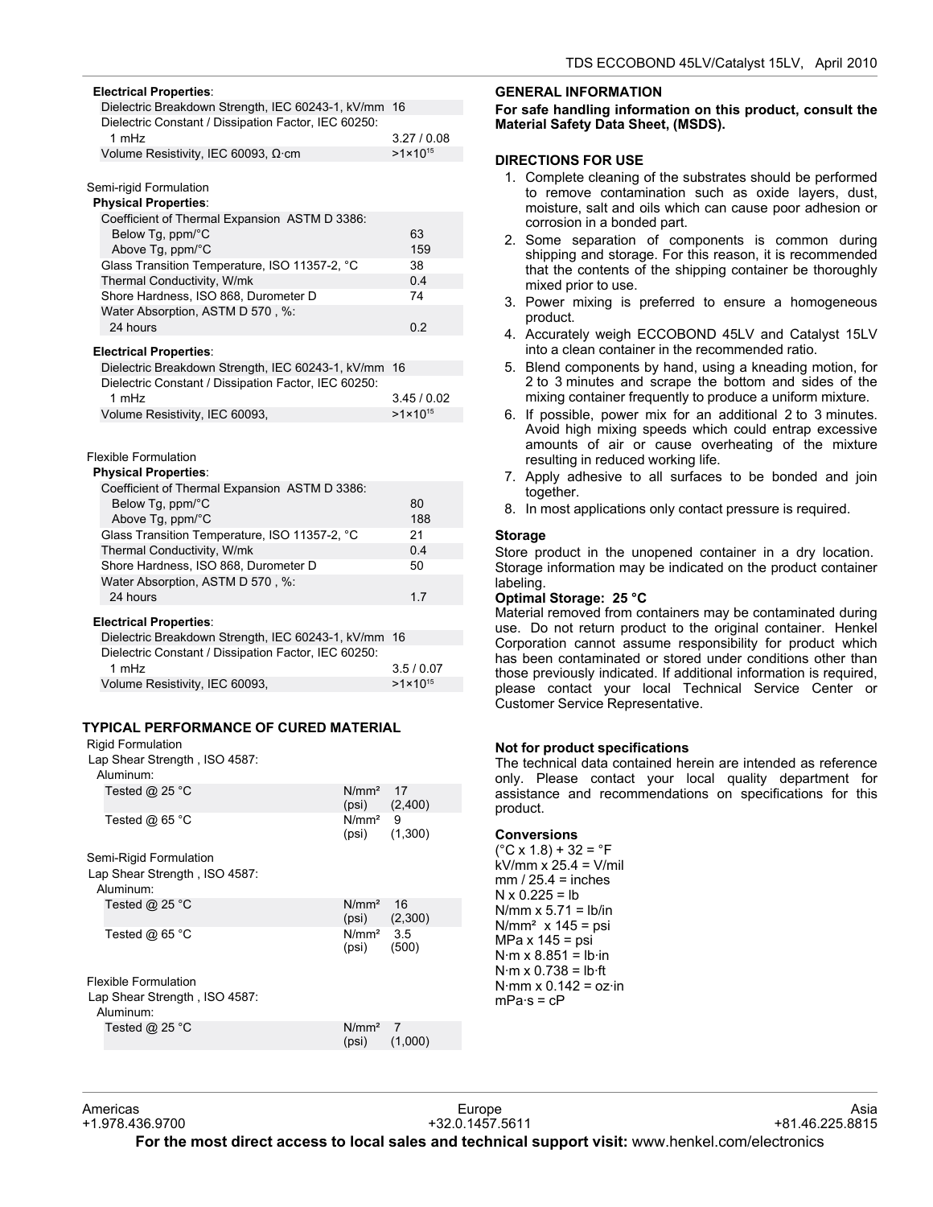**Electrical Properties**:

| | |
|---|---|
| Dielectric Breakdown Strength, IEC 60243-1, kV/mm | 16 |
| Dielectric Constant / Dissipation Factor, IEC 60250: | |
| 1 mHz | 3.27 / 0.08 |
| Volume Resistivity, IEC 60093, Ω·cm | $>1\times10^{15}$ |

Semi-rigid Formulation

**Physical Properties**:

| | |
|---|---|
| Coefficient of Thermal Expansion ASTM D 3386: | |
| Below Tg, ppm/°C | 63 |
| Above Tg, ppm/°C | 159 |
| Glass Transition Temperature, ISO 11357-2, °C | 38 |
| Thermal Conductivity, W/mk | 0.4 |
| Shore Hardness, ISO 868, Durometer D | 74 |
| Water Absorption, ASTM D 570 , %: | |
| 24 hours | 0.2 |

**Electrical Properties**:

| | |
|---|---|
| Dielectric Breakdown Strength, IEC 60243-1, kV/mm | 16 |
| Dielectric Constant / Dissipation Factor, IEC 60250: | |
| 1 mHz | 3.45 / 0.02 |
| Volume Resistivity, IEC 60093, | $>1\times10^{15}$ |

Flexible Formulation

**Physical Properties**:

| | |
|---|---|
| Coefficient of Thermal Expansion ASTM D 3386: | |
| Below Tg, ppm/°C | 80 |
| Above Tg, ppm/°C | 188 |
| Glass Transition Temperature, ISO 11357-2, °C | 21 |
| Thermal Conductivity, W/mk | 0.4 |
| Shore Hardness, ISO 868, Durometer D | 50 |
| Water Absorption, ASTM D 570 , %: | |
| 24 hours | 1.7 |

**Electrical Properties**:

| | |
|---|---|
| Dielectric Breakdown Strength, IEC 60243-1, kV/mm | 16 |
| Dielectric Constant / Dissipation Factor, IEC 60250: | |
| 1 mHz | 3.5 / 0.07 |
| Volume Resistivity, IEC 60093, | $>1\times10^{15}$ |

## TYPICAL PERFORMANCE OF CURED MATERIAL

Rigid Formulation

Lap Shear Strength , ISO 4587:

Aluminum:

| | | |
|---|---|---|
| Tested @ 25 °C | N/mm² (psi) | 17 (2,400) |
| Tested @ 65 °C | N/mm² (psi) | 9 (1,300) |

Semi-Rigid Formulation

Lap Shear Strength , ISO 4587:

Aluminum:

| | | |
|---|---|---|
| Tested @ 25 °C | N/mm² (psi) | 16 (2,300) |
| Tested @ 65 °C | N/mm² (psi) | 3.5 (500) |

Flexible Formulation

Lap Shear Strength , ISO 4587:

Aluminum:

| | | |
|---|---|---|
| Tested @ 25 °C | N/mm² (psi) | 7 (1,000) |

## GENERAL INFORMATION

**For safe handling information on this product, consult the Material Safety Data Sheet, (MSDS).**

## DIRECTIONS FOR USE

1. Complete cleaning of the substrates should be performed to remove contamination such as oxide layers, dust, moisture, salt and oils which can cause poor adhesion or corrosion in a bonded part.
2. Some separation of components is common during shipping and storage. For this reason, it is recommended that the contents of the shipping container be thoroughly mixed prior to use.
3. Power mixing is preferred to ensure a homogeneous product.
4. Accurately weigh ECCOBOND 45LV and Catalyst 15LV into a clean container in the recommended ratio.
5. Blend components by hand, using a kneading motion, for 2 to 3 minutes and scrape the bottom and sides of the mixing container frequently to produce a uniform mixture.
6. If possible, power mix for an additional 2 to 3 minutes. Avoid high mixing speeds which could entrap excessive amounts of air or cause overheating of the mixture resulting in reduced working life.
7. Apply adhesive to all surfaces to be bonded and join together.
8. In most applications only contact pressure is required.

### Storage

Store product in the unopened container in a dry location. Storage information may be indicated on the product container labeling.

**Optimal Storage: 25 °C**

Material removed from containers may be contaminated during use. Do not return product to the original container. Henkel Corporation cannot assume responsibility for product which has been contaminated or stored under conditions other than those previously indicated. If additional information is required, please contact your local Technical Service Center or Customer Service Representative.

### Not for product specifications

The technical data contained herein are intended as reference only. Please contact your local quality department for assistance and recommendations on specifications for this product.

### Conversions

(°C x 1.8) + 32 = °F
kV/mm x 25.4 = V/mil
mm / 25.4 = inches
N x 0.225 = lb
N/mm x 5.71 = lb/in
N/mm² x 145 = psi
MPa x 145 = psi
N·m x 8.851 = lb·in
N·m x 0.738 = lb·ft
N·mm x 0.142 = oz·in
mPa·s = cP

Americas +1.978.436.9700 | Europe +32.0.1457.5611 | Asia +81.46.225.8815

**For the most direct access to local sales and technical support visit:** www.henkel.com/electronics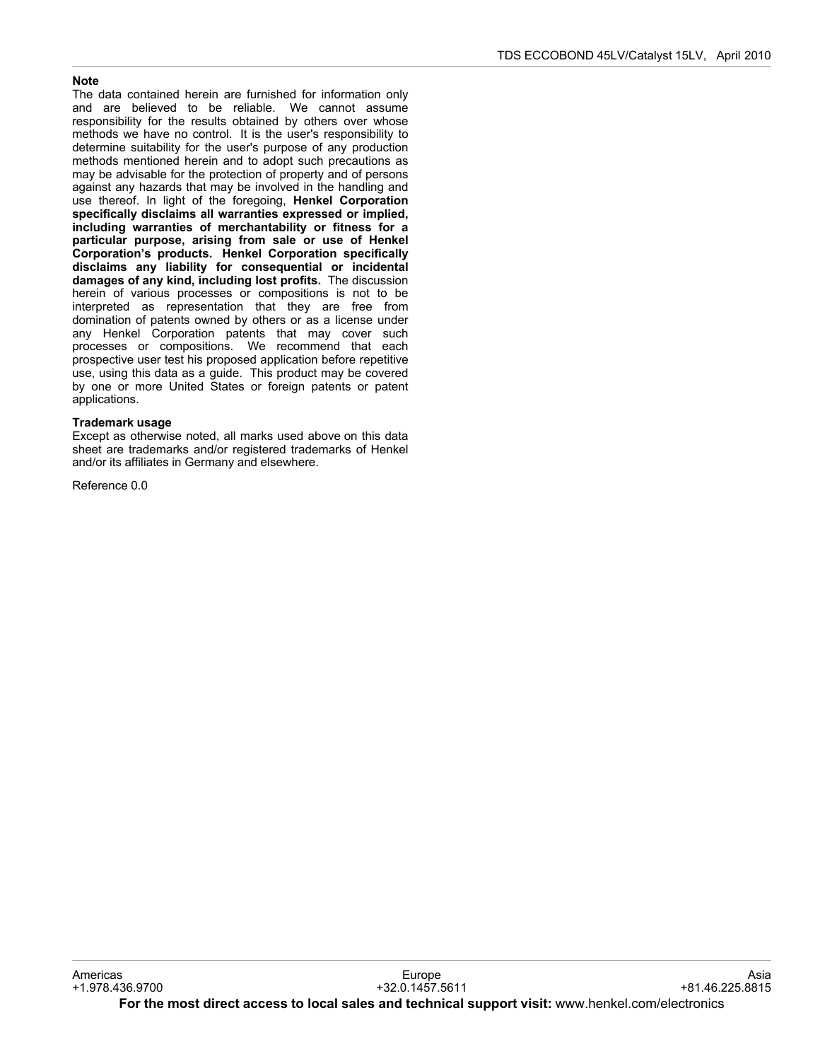**Note**

The data contained herein are furnished for information only and are believed to be reliable. We cannot assume responsibility for the results obtained by others over whose methods we have no control. It is the user's responsibility to determine suitability for the user's purpose of any production methods mentioned herein and to adopt such precautions as may be advisable for the protection of property and of persons against any hazards that may be involved in the handling and use thereof. In light of the foregoing, **Henkel Corporation specifically disclaims all warranties expressed or implied, including warranties of merchantability or fitness for a particular purpose, arising from sale or use of Henkel Corporation's products. Henkel Corporation specifically disclaims any liability for consequential or incidental damages of any kind, including lost profits.** The discussion herein of various processes or compositions is not to be interpreted as representation that they are free from domination of patents owned by others or as a license under any Henkel Corporation patents that may cover such processes or compositions. We recommend that each prospective user test his proposed application before repetitive use, using this data as a guide. This product may be covered by one or more United States or foreign patents or patent applications.

**Trademark usage**

Except as otherwise noted, all marks used above on this data sheet are trademarks and/or registered trademarks of Henkel and/or its affiliates in Germany and elsewhere.

Reference 0.0

Americas
+1.978.436.9700

Europe
+32.0.1457.5611

Asia
+81.46.225.8815

**For the most direct access to local sales and technical support visit:** www.henkel.com/electronics